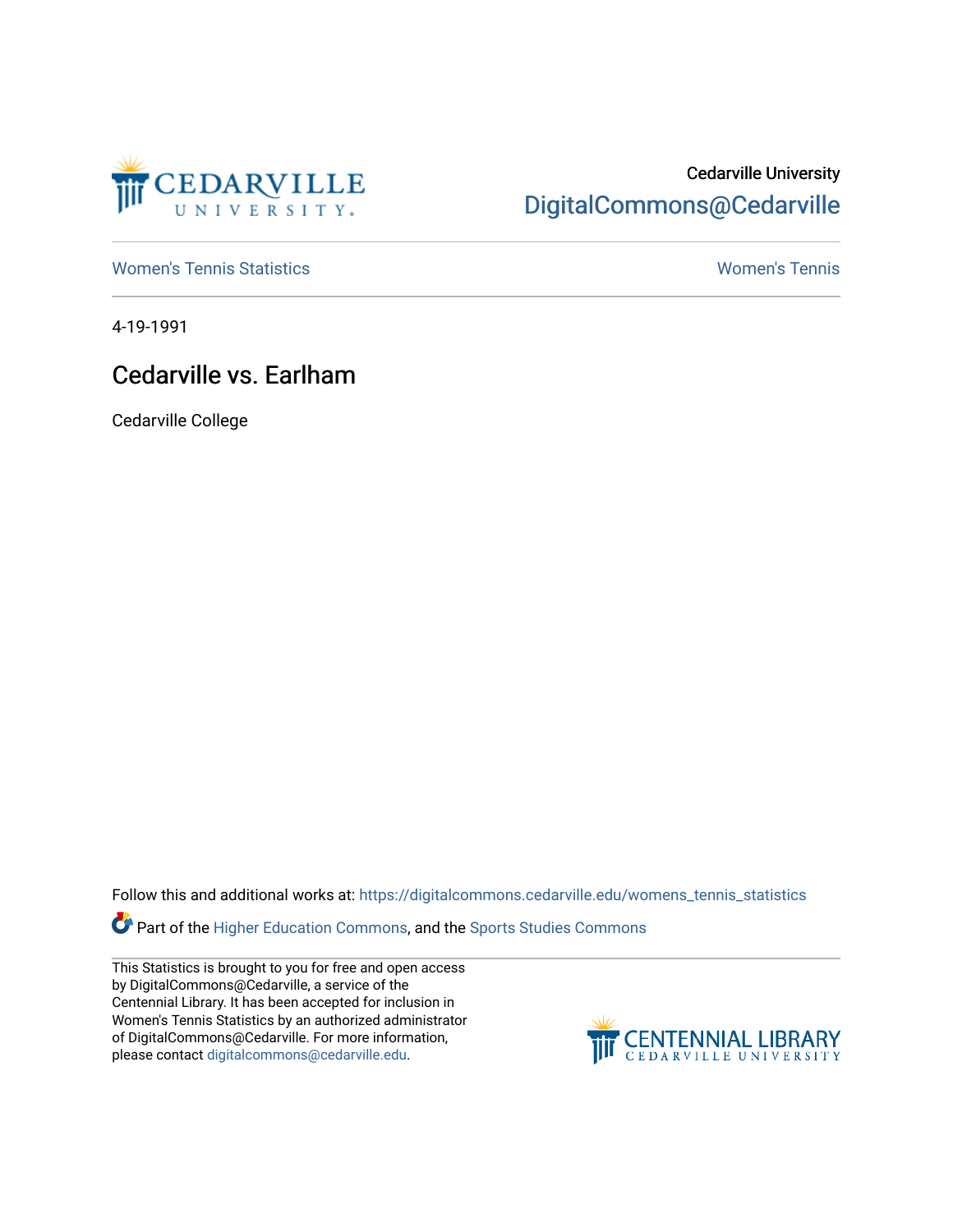Cedarville University
DigitalCommons@Cedarville

Women's Tennis Statistics

Women's Tennis

4-19-1991

# Cedarville vs. Earlham

Cedarville College

Follow this and additional works at: https://digitalcommons.cedarville.edu/womens_tennis_statistics

Part of the Higher Education Commons, and the Sports Studies Commons

This Statistics is brought to you for free and open access by DigitalCommons@Cedarville, a service of the Centennial Library. It has been accepted for inclusion in Women's Tennis Statistics by an authorized administrator of DigitalCommons@Cedarville. For more information, please contact digitalcommons@cedarville.edu.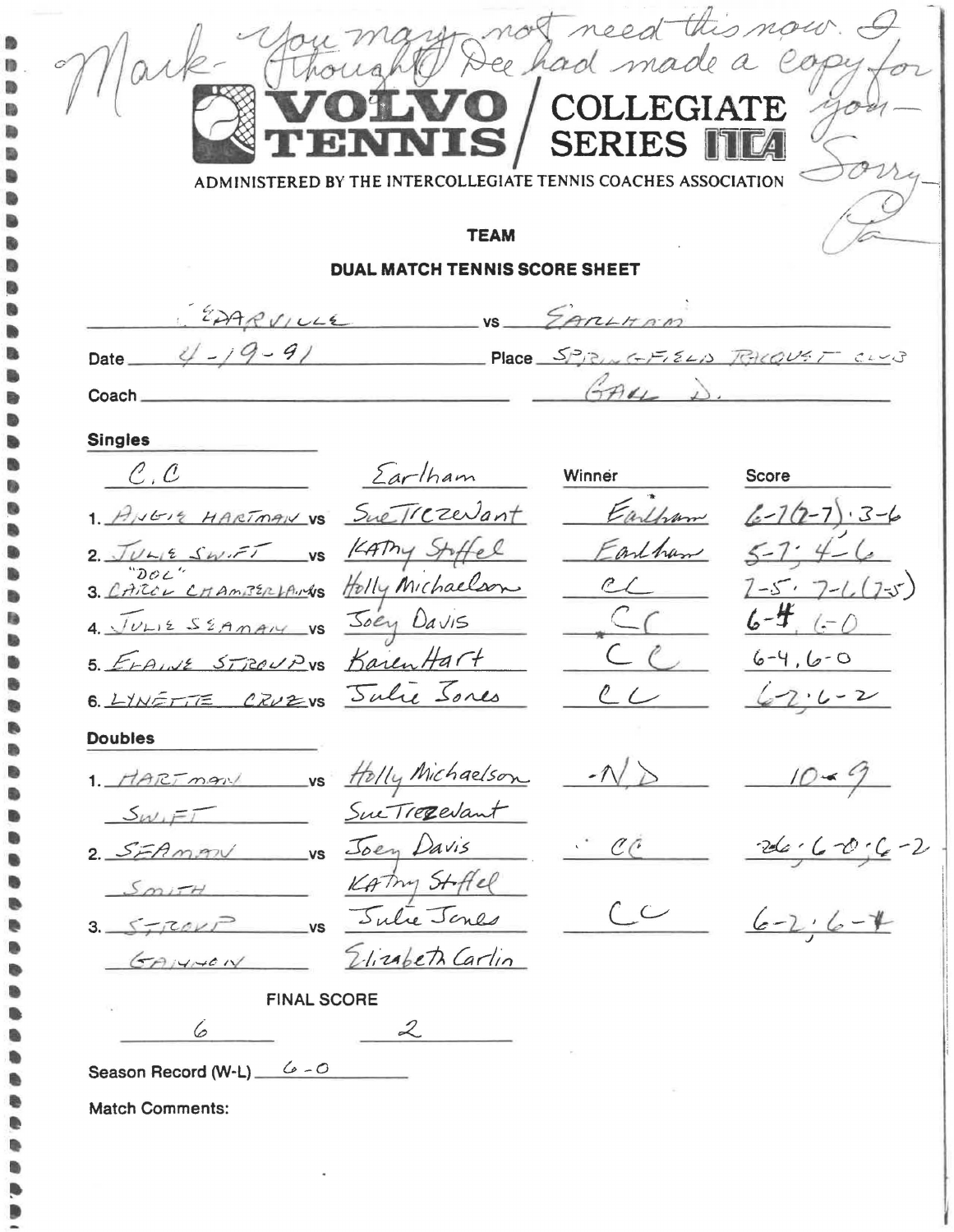Mark- You may not need this now. I thought Dee had made a copy for you- Sorry- Pa

# VOLVO TENNIS / COLLEGIATE SERIES ITCA

ADMINISTERED BY THE INTERCOLLEGIATE TENNIS COACHES ASSOCIATION

## TEAM

## DUAL MATCH TENNIS SCORE SHEET

CEDARVILLE vs EARLHAM

Date 4-19-91 Place SPRINGFIELD RACQUET CLUB

Coach GAIL D.

**Singles**

| C.C | Earlham | Winner | Score |
|---|---|---|---|
| 1. ANGIE HARTMAN vs | Sue Trezevant | Earlham | 6-7(2-7); 3-6 |
| 2. JULIE SWIFT vs | Kathy Stoffel | Earlham | 5-7; 4-6 |
| 3. "DOC" CAROL CHAMBERLAIN vs | Holly Michaelson | CC | 7-5, 7-6(7-5) |
| 4. JULIE SEAMAN vs | Joey Davis | CC | 6-4, 6-0 |
| 5. ELAINE STROUP vs | Karen Hart | CC | 6-4, 6-0 |
| 6. LYNETTE CRUZ vs | Julie Jones | CC | 6-2; 6-2 |

**Doubles**

| | | Winner | Score |
|---|---|---|---|
| 1. HARTMAN / SWIFT vs | Holly Michaelson / Sue Trezevant | ND | 10-9 |
| 2. SEAMAN / SMITH vs | Joey Davis / Kathy Stoffel | CC | 2-6; 6-0; 6-2 |
| 3. STROUP / GANNON vs | Julie Jones / Elizabeth Carlin | CC | 6-2; 6-4 |

FINAL SCORE

6 2

Season Record (W-L) 6-0

Match Comments: